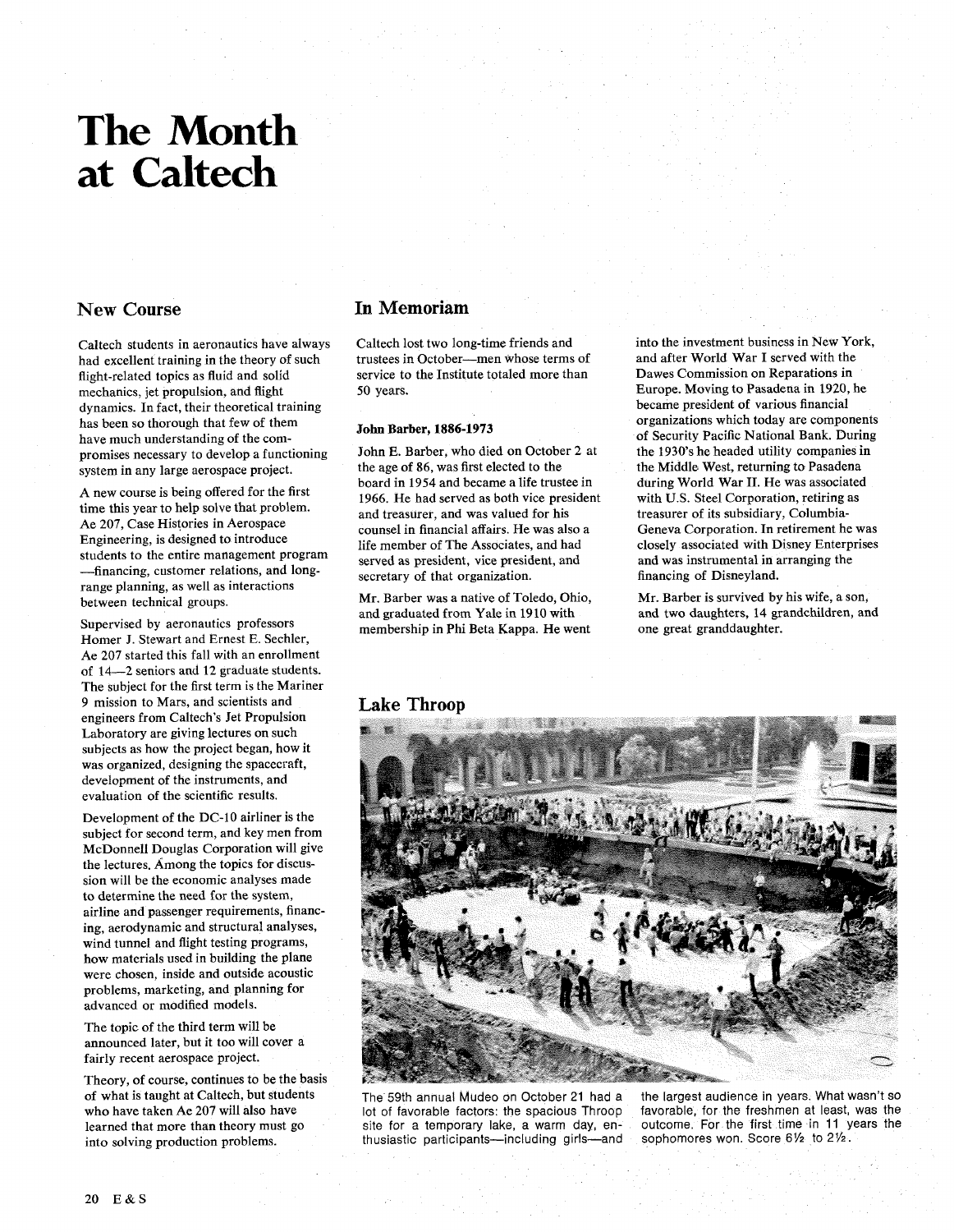# The Month at Caltech

## New Course

Caltech students in aeronautics have always had excellent training in the theory of such flight-related topics as fluid and solid mechanics, jet propulsion, and flight dynamics. In fact, their theoretical training has been so thorough that few of them have much understanding of the compromises necessary to develop a functioning system in any large aerospace project.

A new course is being offered for the first time this year to help solve that problem. Ae 207, Case Histories in Aerospace Engineering, is designed to introduce students to the entire management program —financing, customer relations, and long-range planning, as well as interactions between technical groups.

Supervised by aeronautics professors Homer J. Stewart and Ernest E. Sechler, Ae 207 started this fall with an enrollment of 14—2 seniors and 12 graduate students. The subject for the first term is the Mariner 9 mission to Mars, and scientists and engineers from Caltech's Jet Propulsion Laboratory are giving lectures on such subjects as how the project began, how it was organized, designing the spacecraft, development of the instruments, and evaluation of the scientific results.

Development of the DC-10 airliner is the subject for second term, and key men from McDonnell Douglas Corporation will give the lectures. Among the topics for discussion will be the economic analyses made to determine the need for the system, airline and passenger requirements, financing, aerodynamic and structural analyses, wind tunnel and flight testing programs, how materials used in building the plane were chosen, inside and outside acoustic problems, marketing, and planning for advanced or modified models.

The topic of the third term will be announced later, but it too will cover a fairly recent aerospace project.

Theory, of course, continues to be the basis of what is taught at Caltech, but students who have taken Ae 207 will also have learned that more than theory must go into solving production problems.

## In Memoriam

Caltech lost two long-time friends and trustees in October—men whose terms of service to the Institute totaled more than 50 years.

### John Barber, 1886-1973

John E. Barber, who died on October 2 at the age of 86, was first elected to the board in 1954 and became a life trustee in 1966. He had served as both vice president and treasurer, and was valued for his counsel in financial affairs. He was also a life member of The Associates, and had served as president, vice president, and secretary of that organization.

Mr. Barber was a native of Toledo, Ohio, and graduated from Yale in 1910 with membership in Phi Beta Kappa. He went into the investment business in New York, and after World War I served with the Dawes Commission on Reparations in Europe. Moving to Pasadena in 1920, he became president of various financial organizations which today are components of Security Pacific National Bank. During the 1930's he headed utility companies in the Middle West, returning to Pasadena during World War II. He was associated with U.S. Steel Corporation, retiring as treasurer of its subsidiary, Columbia-Geneva Corporation. In retirement he was closely associated with Disney Enterprises and was instrumental in arranging the financing of Disneyland.

Mr. Barber is survived by his wife, a son, and two daughters, 14 grandchildren, and one great granddaughter.

## Lake Throop

The 59th annual Mudeo on October 21 had a lot of favorable factors: the spacious Throop site for a temporary lake, a warm day, enthusiastic participants—including girls—and the largest audience in years. What wasn't so favorable, for the freshmen at least, was the outcome. For the first time in 11 years the sophomores won. Score 6½ to 2½.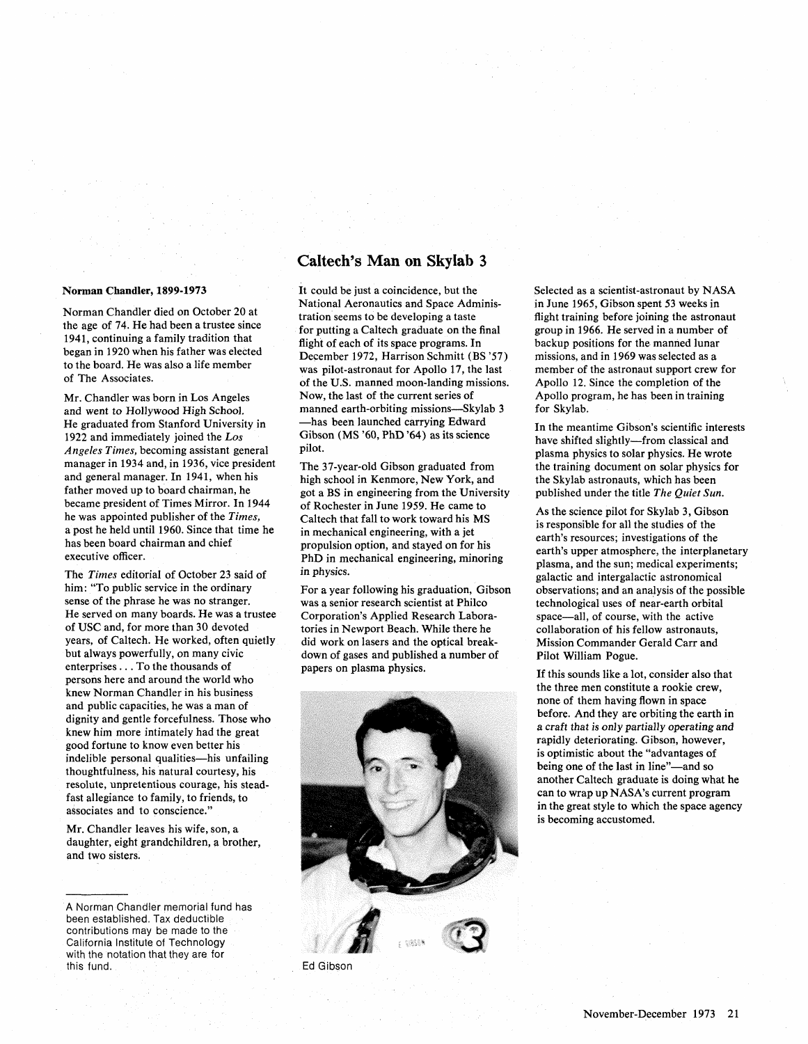### Norman Chandler, 1899-1973

Norman Chandler died on October 20 at the age of 74. He had been a trustee since 1941, continuing a family tradition that began in 1920 when his father was elected to the board. He was also a life member of The Associates.

Mr. Chandler was born in Los Angeles and went to Hollywood High School. He graduated from Stanford University in 1922 and immediately joined the *Los Angeles Times,* becoming assistant general manager in 1934 and, in 1936, vice president and general manager. In 1941, when his father moved up to board chairman, he became president of Times Mirror. In 1944 he was appointed publisher of the *Times,* a post he held until 1960. Since that time he has been board chairman and chief executive officer.

The *Times* editorial of October 23 said of him: "To public service in the ordinary sense of the phrase he was no stranger. He served on many boards. He was a trustee of USC and, for more than 30 devoted years, of Caltech. He worked, often quietly but always powerfully, on many civic enterprises . . . To the thousands of persons here and around the world who knew Norman Chandler in his business and public capacities, he was a man of dignity and gentle forcefulness. Those who knew him more intimately had the great good fortune to know even better his indelible personal qualities—his unfailing thoughtfulness, his natural courtesy, his resolute, unpretentious courage, his steadfast allegiance to family, to friends, to associates and to conscience."

Mr. Chandler leaves his wife, son, a daughter, eight grandchildren, a brother, and two sisters.

---

A Norman Chandler memorial fund has been established. Tax deductible contributions may be made to the California Institute of Technology with the notation that they are for this fund.

## Caltech's Man on Skylab 3

It could be just a coincidence, but the National Aeronautics and Space Administration seems to be developing a taste for putting a Caltech graduate on the final flight of each of its space programs. In December 1972, Harrison Schmitt (BS '57) was pilot-astronaut for Apollo 17, the last of the U.S. manned moon-landing missions. Now, the last of the current series of manned earth-orbiting missions—Skylab 3—has been launched carrying Edward Gibson (MS '60, PhD '64) as its science pilot.

The 37-year-old Gibson graduated from high school in Kenmore, New York, and got a BS in engineering from the University of Rochester in June 1959. He came to Caltech that fall to work toward his MS in mechanical engineering, with a jet propulsion option, and stayed on for his PhD in mechanical engineering, minoring in physics.

For a year following his graduation, Gibson was a senior research scientist at Philco Corporation's Applied Research Laboratories in Newport Beach. While there he did work on lasers and the optical breakdown of gases and published a number of papers on plasma physics.

Ed Gibson

Selected as a scientist-astronaut by NASA in June 1965, Gibson spent 53 weeks in flight training before joining the astronaut group in 1966. He served in a number of backup positions for the manned lunar missions, and in 1969 was selected as a member of the astronaut support crew for Apollo 12. Since the completion of the Apollo program, he has been in training for Skylab.

In the meantime Gibson's scientific interests have shifted slightly—from classical and plasma physics to solar physics. He wrote the training document on solar physics for the Skylab astronauts, which has been published under the title *The Quiet Sun.*

As the science pilot for Skylab 3, Gibson is responsible for all the studies of the earth's resources; investigations of the earth's upper atmosphere, the interplanetary plasma, and the sun; medical experiments; galactic and intergalactic astronomical observations; and an analysis of the possible technological uses of near-earth orbital space—all, of course, with the active collaboration of his fellow astronauts, Mission Commander Gerald Carr and Pilot William Pogue.

If this sounds like a lot, consider also that the three men constitute a rookie crew, none of them having flown in space before. And they are orbiting the earth in a craft that is only partially operating and rapidly deteriorating. Gibson, however, is optimistic about the "advantages of being one of the last in line"—and so another Caltech graduate is doing what he can to wrap up NASA's current program in the great style to which the space agency is becoming accustomed.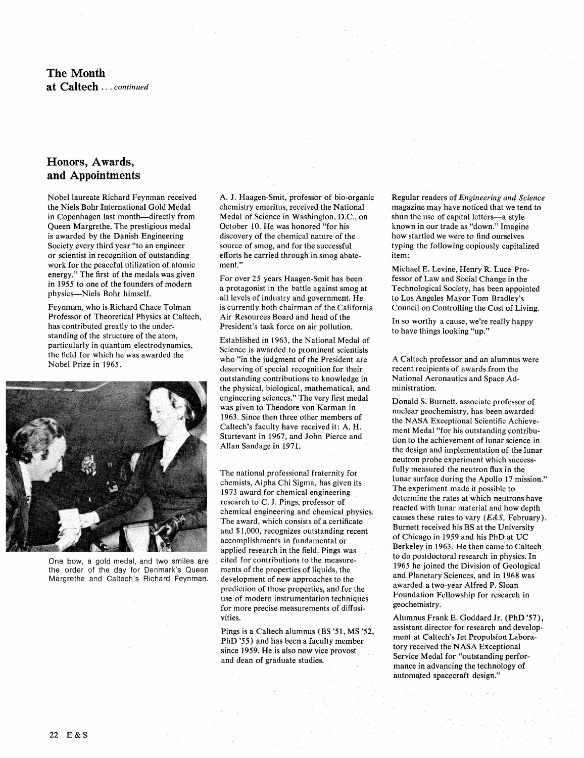# The Month at Caltech . . . *continued*

## Honors, Awards, and Appointments

Nobel laureate Richard Feynman received the Niels Bohr International Gold Medal in Copenhagen last month—directly from Queen Margrethe. The prestigious medal is awarded by the Danish Engineering Society every third year "to an engineer or scientist in recognition of outstanding work for the peaceful utilization of atomic energy." The first of the medals was given in 1955 to one of the founders of modern physics—Niels Bohr himself.

Feynman, who is Richard Chace Tolman Professor of Theoretical Physics at Caltech, has contributed greatly to the understanding of the structure of the atom, particularly in quantum electrodynamics, the field for which he was awarded the Nobel Prize in 1965.

One bow, a gold medal, and two smiles are the order of the day for Denmark's Queen Margrethe and Caltech's Richard Feynman.

A. J. Haagen-Smit, professor of bio-organic chemistry emeritus, received the National Medal of Science in Washington, D.C., on October 10. He was honored "for his discovery of the chemical nature of the source of smog, and for the successful efforts he carried through in smog abatement."

For over 25 years Haagen-Smit has been a protagonist in the battle against smog at all levels of industry and government. He is currently both chairman of the California Air Resources Board and head of the President's task force on air pollution.

Established in 1963, the National Medal of Science is awarded to prominent scientists who "in the judgment of the President are deserving of special recognition for their outstanding contributions to knowledge in the physical, biological, mathematical, and engineering sciences." The very first medal was given to Theodore von Karman in 1963. Since then three other members of Caltech's faculty have received it: A. H. Sturtevant in 1967, and John Pierce and Allan Sandage in 1971.

The national professional fraternity for chemists, Alpha Chi Sigma, has given its 1973 award for chemical engineering research to C. J. Pings, professor of chemical engineering and chemical physics. The award, which consists of a certificate and $1,000, recognizes outstanding recent accomplishments in fundamental or applied research in the field. Pings was cited for contributions to the measurements of the properties of liquids, the development of new approaches to the prediction of those properties, and for the use of modern instrumentation techniques for more precise measurements of diffusivities.

Pings is a Caltech alumnus (BS '51, MS '52, PhD '55) and has been a faculty member since 1959. He is also now vice provost and dean of graduate studies.

Regular readers of *Engineering and Science* magazine may have noticed that we tend to shun the use of capital letters—a style known in our trade as "down." Imagine how startled we were to find ourselves typing the following copiously capitalized item:

Michael E. Levine, Henry R. Luce Professor of Law and Social Change in the Technological Society, has been appointed to Los Angeles Mayor Tom Bradley's Council on Controlling the Cost of Living.

In so worthy a cause, we're really happy to have things looking "up."

A Caltech professor and an alumnus were recent recipients of awards from the National Aeronautics and Space Administration.

Donald S. Burnett, associate professor of nuclear geochemistry, has been awarded the NASA Exceptional Scientific Achievement Medal "for his outstanding contribution to the achievement of lunar science in the design and implementation of the lunar neutron probe experiment which successfully measured the neutron flux in the lunar surface during the Apollo 17 mission." The experiment made it possible to determine the rates at which neutrons have reacted with lunar material and how depth causes these rates to vary (*E&S*, February). Burnett received his BS at the University of Chicago in 1959 and his PhD at UC Berkeley in 1963. He then came to Caltech to do postdoctoral research in physics. In 1965 he joined the Division of Geological and Planetary Sciences, and in 1968 was awarded a two-year Alfred P. Sloan Foundation Fellowship for research in geochemistry.

Alumnus Frank E. Goddard Jr. (PhD '57), assistant director for research and development at Caltech's Jet Propulsion Laboratory received the NASA Exceptional Service Medal for "outstanding performance in advancing the technology of automated spacecraft design."